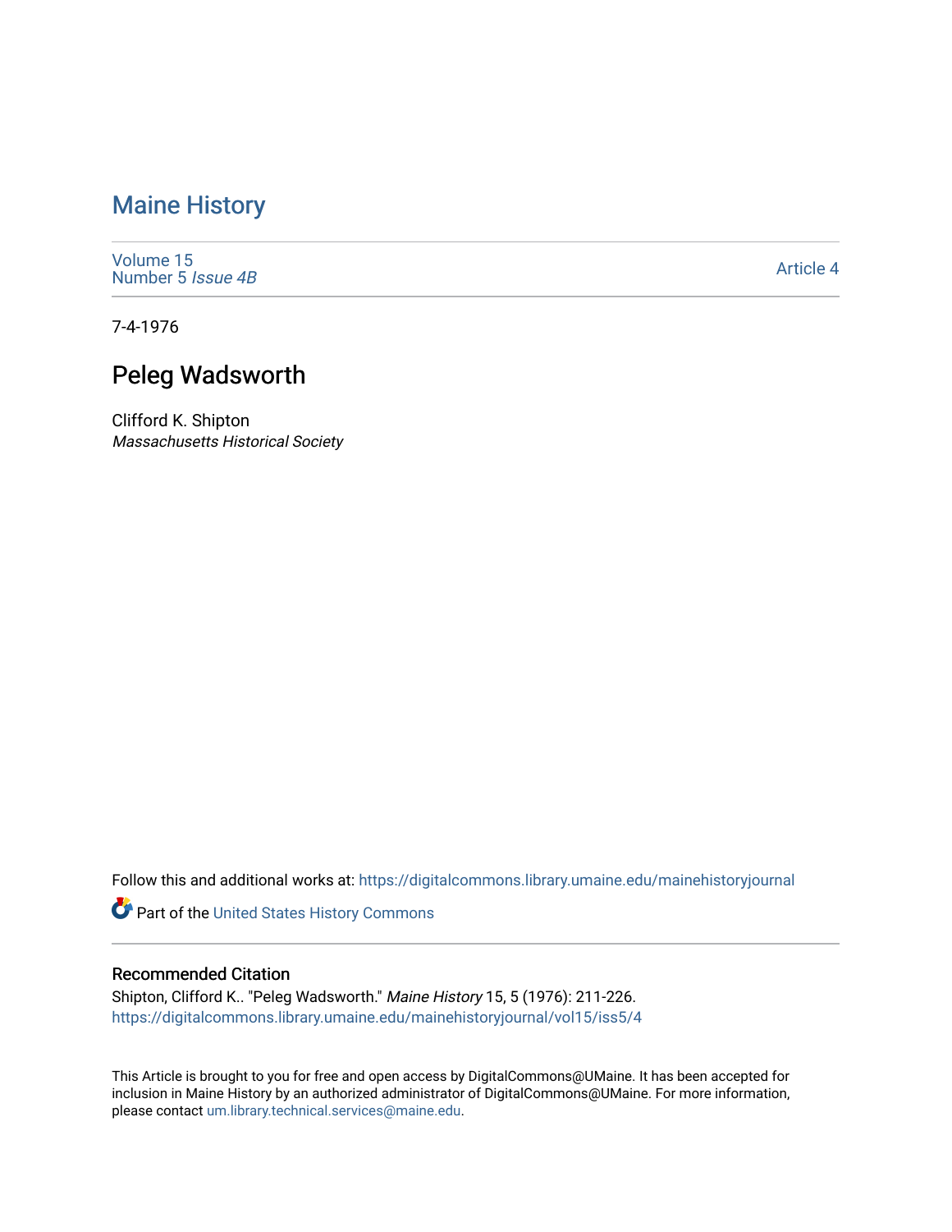# Maine History

Volume 15
Number 5 *Issue 4B*

Article 4

7-4-1976

## Peleg Wadsworth

Clifford K. Shipton
*Massachusetts Historical Society*

Follow this and additional works at: https://digitalcommons.library.umaine.edu/mainehistoryjournal

Part of the United States History Commons

### Recommended Citation

Shipton, Clifford K.. "Peleg Wadsworth." *Maine History* 15, 5 (1976): 211-226.
https://digitalcommons.library.umaine.edu/mainehistoryjournal/vol15/iss5/4

This Article is brought to you for free and open access by DigitalCommons@UMaine. It has been accepted for inclusion in Maine History by an authorized administrator of DigitalCommons@UMaine. For more information, please contact um.library.technical.services@maine.edu.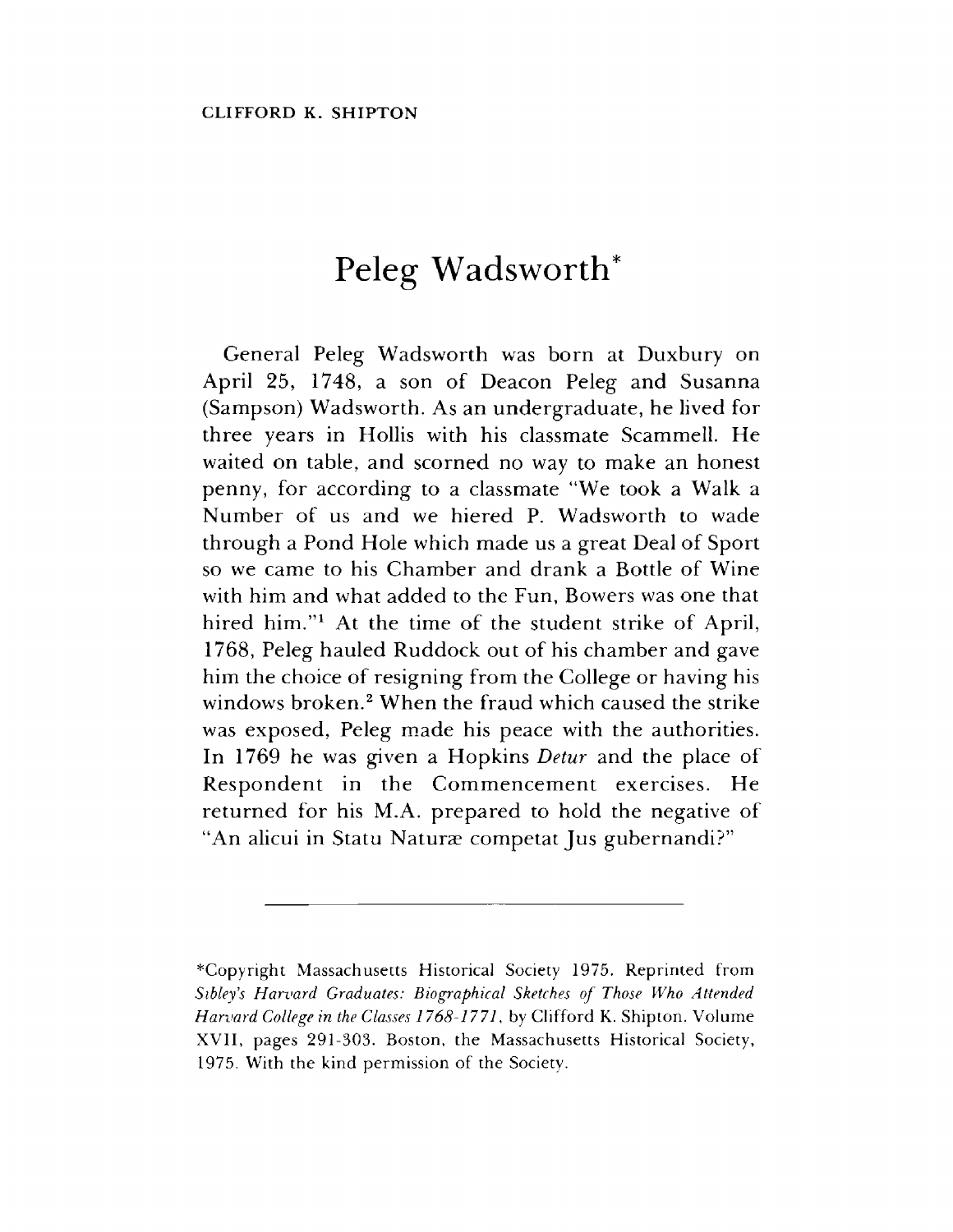CLIFFORD K. SHIPTON

# Peleg Wadsworth*

General Peleg Wadsworth was born at Duxbury on April 25, 1748, a son of Deacon Peleg and Susanna (Sampson) Wadsworth. As an undergraduate, he lived for three years in Hollis with his classmate Scammell. He waited on table, and scorned no way to make an honest penny, for according to a classmate "We took a Walk a Number of us and we hiered P. Wadsworth to wade through a Pond Hole which made us a great Deal of Sport so we came to his Chamber and drank a Bottle of Wine with him and what added to the Fun, Bowers was one that hired him."[1] At the time of the student strike of April, 1768, Peleg hauled Ruddock out of his chamber and gave him the choice of resigning from the College or having his windows broken.[2] When the fraud which caused the strike was exposed, Peleg made his peace with the authorities. In 1769 he was given a Hopkins *Detur* and the place of Respondent in the Commencement exercises. He returned for his M.A. prepared to hold the negative of "An alicui in Statu Naturæ competat Jus gubernandi?"

---

*Copyright Massachusetts Historical Society 1975. Reprinted from *Sibley's Harvard Graduates: Biographical Sketches of Those Who Attended Harvard College in the Classes 1768-1771*, by Clifford K. Shipton. Volume XVII, pages 291-303. Boston, the Massachusetts Historical Society, 1975. With the kind permission of the Society.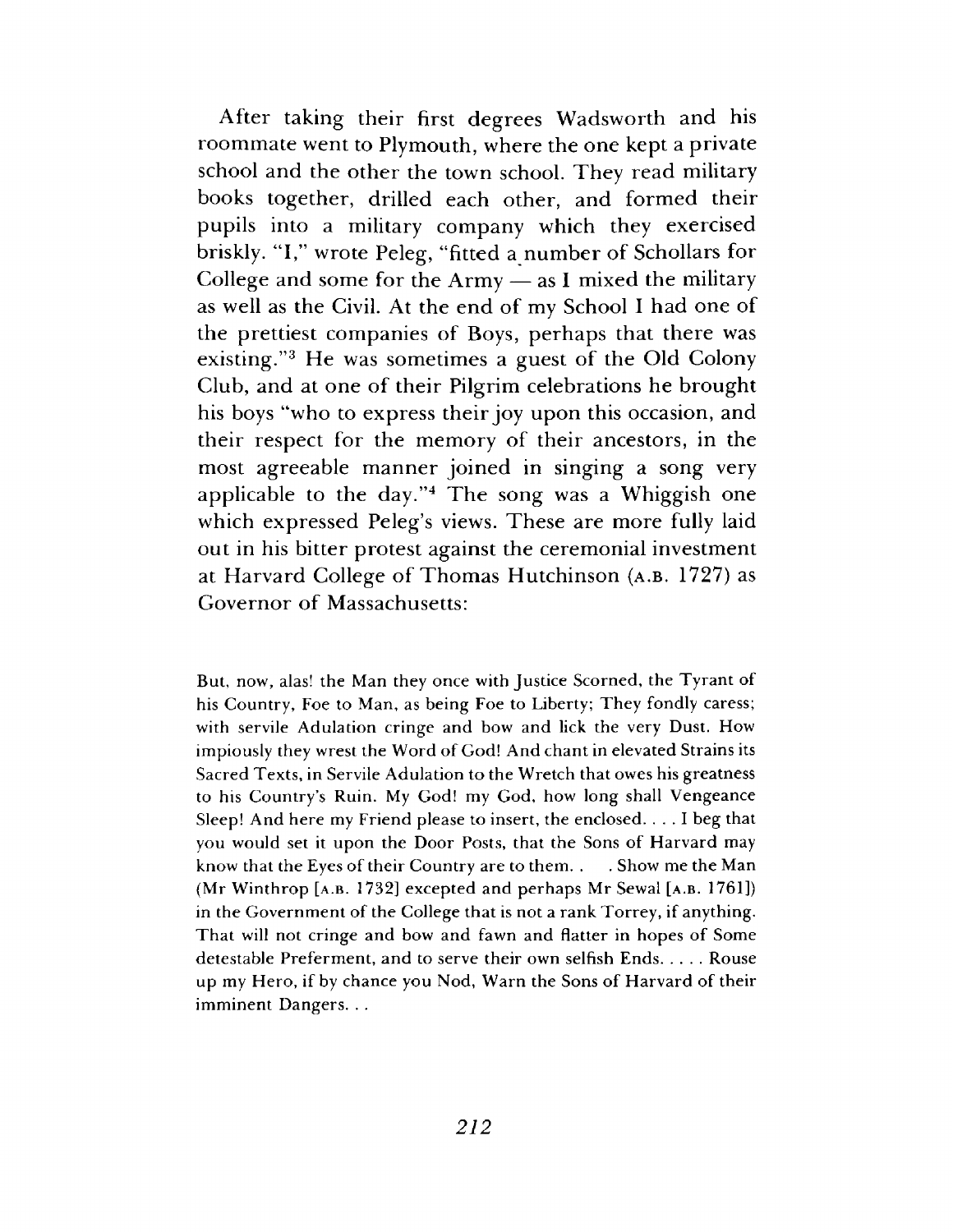After taking their first degrees Wadsworth and his roommate went to Plymouth, where the one kept a private school and the other the town school. They read military books together, drilled each other, and formed their pupils into a military company which they exercised briskly. "I," wrote Peleg, "fitted a number of Schollars for College and some for the Army — as I mixed the military as well as the Civil. At the end of my School I had one of the prettiest companies of Boys, perhaps that there was existing."[3] He was sometimes a guest of the Old Colony Club, and at one of their Pilgrim celebrations he brought his boys "who to express their joy upon this occasion, and their respect for the memory of their ancestors, in the most agreeable manner joined in singing a song very applicable to the day."[4] The song was a Whiggish one which expressed Peleg's views. These are more fully laid out in his bitter protest against the ceremonial investment at Harvard College of Thomas Hutchinson (A.B. 1727) as Governor of Massachusetts:

> But, now, alas! the Man they once with Justice Scorned, the Tyrant of his Country, Foe to Man, as being Foe to Liberty; They fondly caress; with servile Adulation cringe and bow and lick the very Dust. How impiously they wrest the Word of God! And chant in elevated Strains its Sacred Texts, in Servile Adulation to the Wretch that owes his greatness to his Country's Ruin. My God! my God, how long shall Vengeance Sleep! And here my Friend please to insert, the enclosed. . . . I beg that you would set it upon the Door Posts, that the Sons of Harvard may know that the Eyes of their Country are to them. . . Show me the Man (Mr Winthrop [A.B. 1732] excepted and perhaps Mr Sewal [A.B. 1761]) in the Government of the College that is not a rank Torrey, if anything. That will not cringe and bow and fawn and flatter in hopes of Some detestable Preferment, and to serve their own selfish Ends. . . . . Rouse up my Hero, if by chance you Nod, Warn the Sons of Harvard of their imminent Dangers. . .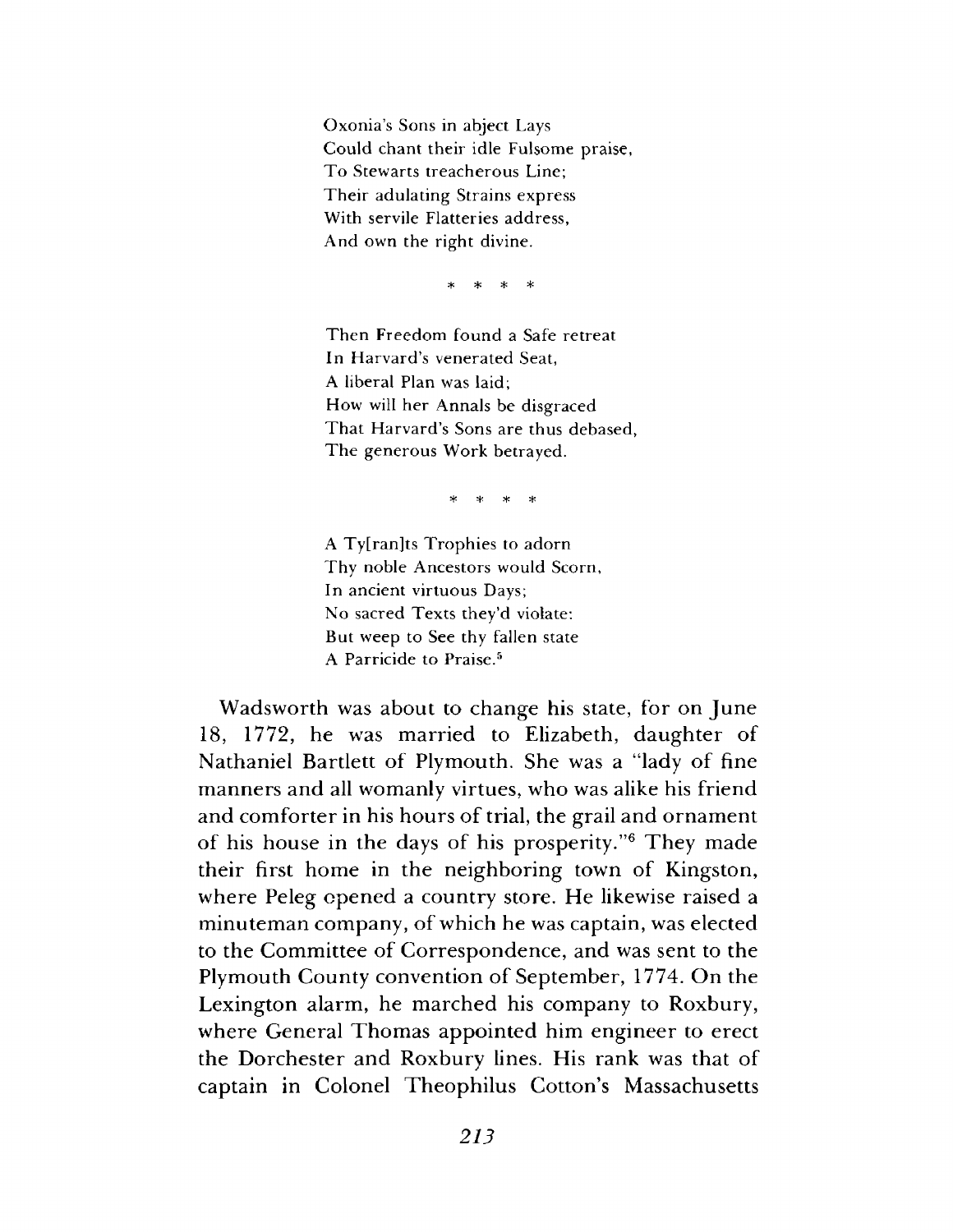Oxonia's Sons in abject Lays  
Could chant their idle Fulsome praise,  
To Stewarts treacherous Line;  
Their adulating Strains express  
With servile Flatteries address,  
And own the right divine.

\* \* \* \*

Then Freedom found a Safe retreat  
In Harvard's venerated Seat,  
A liberal Plan was laid;  
How will her Annals be disgraced  
That Harvard's Sons are thus debased,  
The generous Work betrayed.

\* \* \* \*

A Ty[ran]ts Trophies to adorn  
Thy noble Ancestors would Scorn,  
In ancient virtuous Days;  
No sacred Texts they'd violate:  
But weep to See thy fallen state  
A Parricide to Praise.[5]

Wadsworth was about to change his state, for on June 18, 1772, he was married to Elizabeth, daughter of Nathaniel Bartlett of Plymouth. She was a "lady of fine manners and all womanly virtues, who was alike his friend and comforter in his hours of trial, the grail and ornament of his house in the days of his prosperity."[6] They made their first home in the neighboring town of Kingston, where Peleg opened a country store. He likewise raised a minuteman company, of which he was captain, was elected to the Committee of Correspondence, and was sent to the Plymouth County convention of September, 1774. On the Lexington alarm, he marched his company to Roxbury, where General Thomas appointed him engineer to erect the Dorchester and Roxbury lines. His rank was that of captain in Colonel Theophilus Cotton's Massachusetts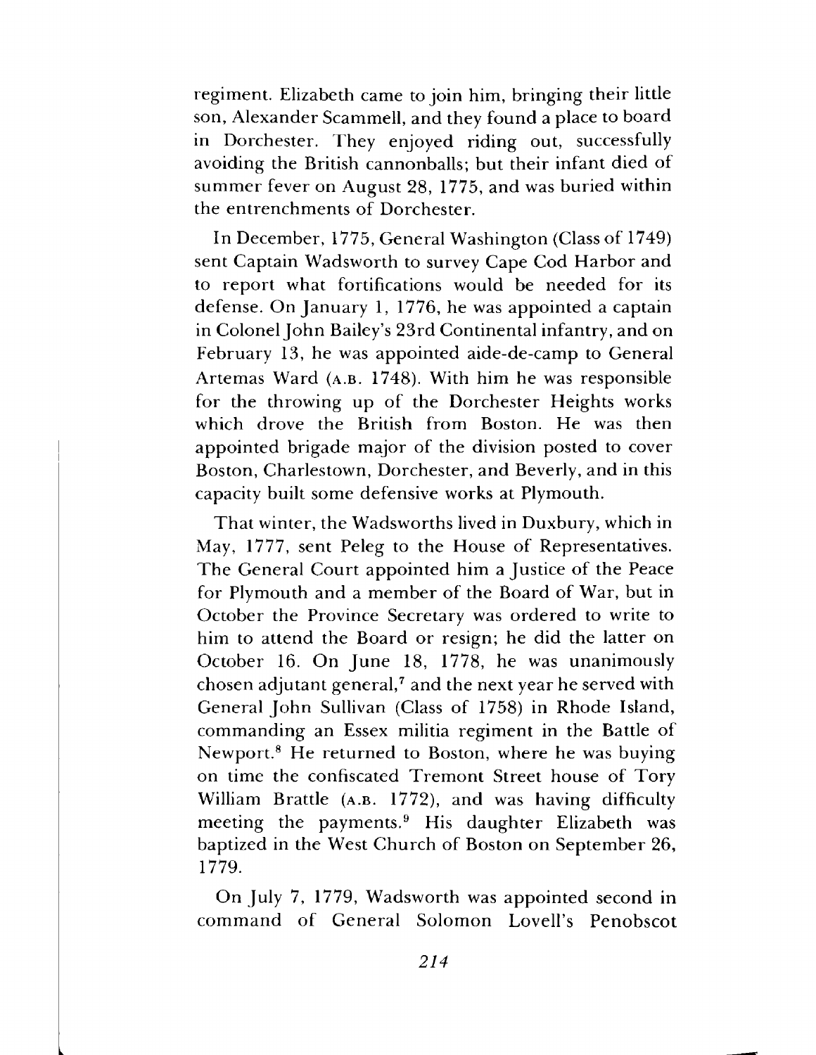regiment. Elizabeth came to join him, bringing their little son, Alexander Scammell, and they found a place to board in Dorchester. They enjoyed riding out, successfully avoiding the British cannonballs; but their infant died of summer fever on August 28, 1775, and was buried within the entrenchments of Dorchester.

In December, 1775, General Washington (Class of 1749) sent Captain Wadsworth to survey Cape Cod Harbor and to report what fortifications would be needed for its defense. On January 1, 1776, he was appointed a captain in Colonel John Bailey's 23rd Continental infantry, and on February 13, he was appointed aide-de-camp to General Artemas Ward (A.B. 1748). With him he was responsible for the throwing up of the Dorchester Heights works which drove the British from Boston. He was then appointed brigade major of the division posted to cover Boston, Charlestown, Dorchester, and Beverly, and in this capacity built some defensive works at Plymouth.

That winter, the Wadsworths lived in Duxbury, which in May, 1777, sent Peleg to the House of Representatives. The General Court appointed him a Justice of the Peace for Plymouth and a member of the Board of War, but in October the Province Secretary was ordered to write to him to attend the Board or resign; he did the latter on October 16. On June 18, 1778, he was unanimously chosen adjutant general,[7] and the next year he served with General John Sullivan (Class of 1758) in Rhode Island, commanding an Essex militia regiment in the Battle of Newport.[8] He returned to Boston, where he was buying on time the confiscated Tremont Street house of Tory William Brattle (A.B. 1772), and was having difficulty meeting the payments.[9] His daughter Elizabeth was baptized in the West Church of Boston on September 26, 1779.

On July 7, 1779, Wadsworth was appointed second in command of General Solomon Lovell's Penobscot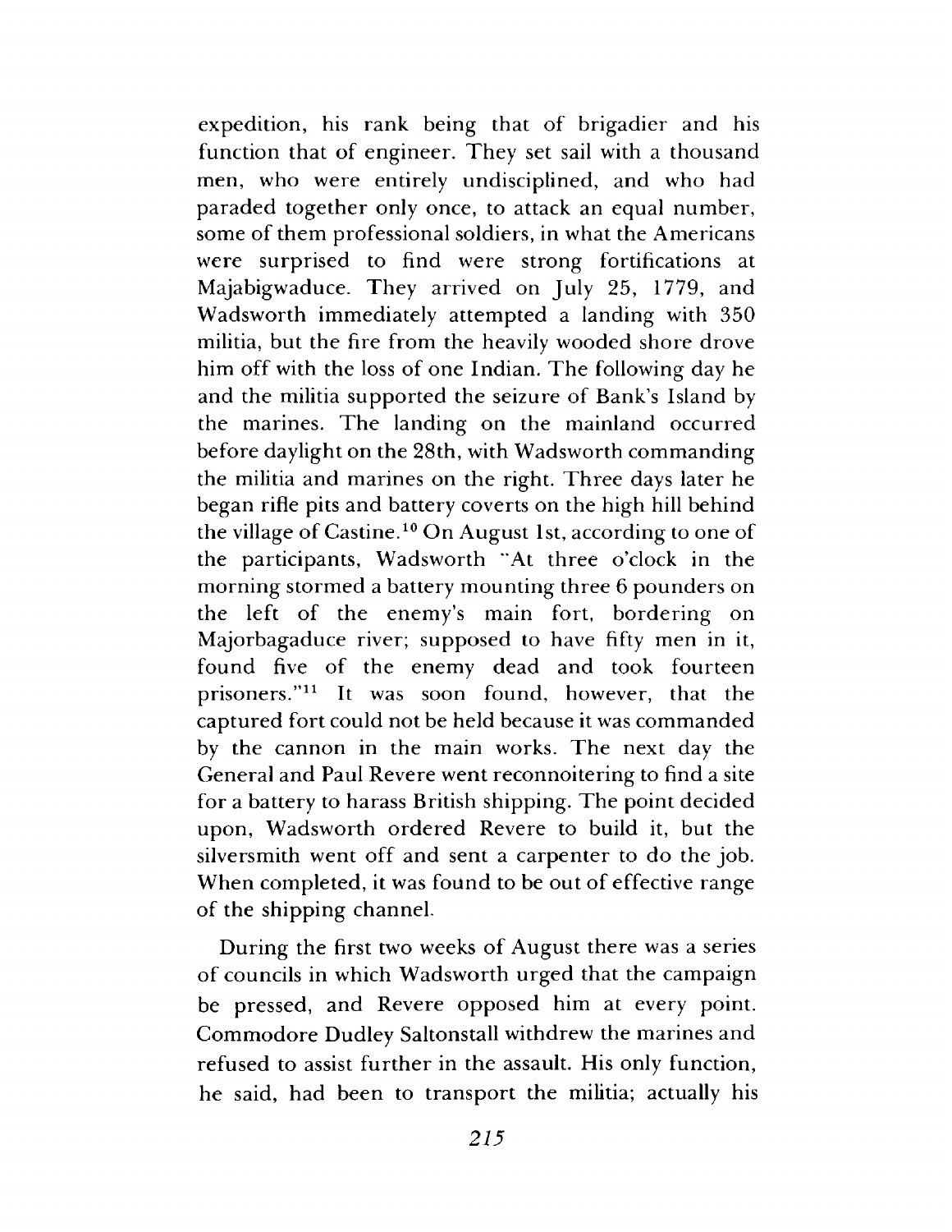expedition, his rank being that of brigadier and his function that of engineer. They set sail with a thousand men, who were entirely undisciplined, and who had paraded together only once, to attack an equal number, some of them professional soldiers, in what the Americans were surprised to find were strong fortifications at Majabigwaduce. They arrived on July 25, 1779, and Wadsworth immediately attempted a landing with 350 militia, but the fire from the heavily wooded shore drove him off with the loss of one Indian. The following day he and the militia supported the seizure of Bank's Island by the marines. The landing on the mainland occurred before daylight on the 28th, with Wadsworth commanding the militia and marines on the right. Three days later he began rifle pits and battery coverts on the high hill behind the village of Castine.[10] On August 1st, according to one of the participants, Wadsworth "At three o'clock in the morning stormed a battery mounting three 6 pounders on the left of the enemy's main fort, bordering on Majorbagaduce river; supposed to have fifty men in it, found five of the enemy dead and took fourteen prisoners."[11] It was soon found, however, that the captured fort could not be held because it was commanded by the cannon in the main works. The next day the General and Paul Revere went reconnoitering to find a site for a battery to harass British shipping. The point decided upon, Wadsworth ordered Revere to build it, but the silversmith went off and sent a carpenter to do the job. When completed, it was found to be out of effective range of the shipping channel.

During the first two weeks of August there was a series of councils in which Wadsworth urged that the campaign be pressed, and Revere opposed him at every point. Commodore Dudley Saltonstall withdrew the marines and refused to assist further in the assault. His only function, he said, had been to transport the militia; actually his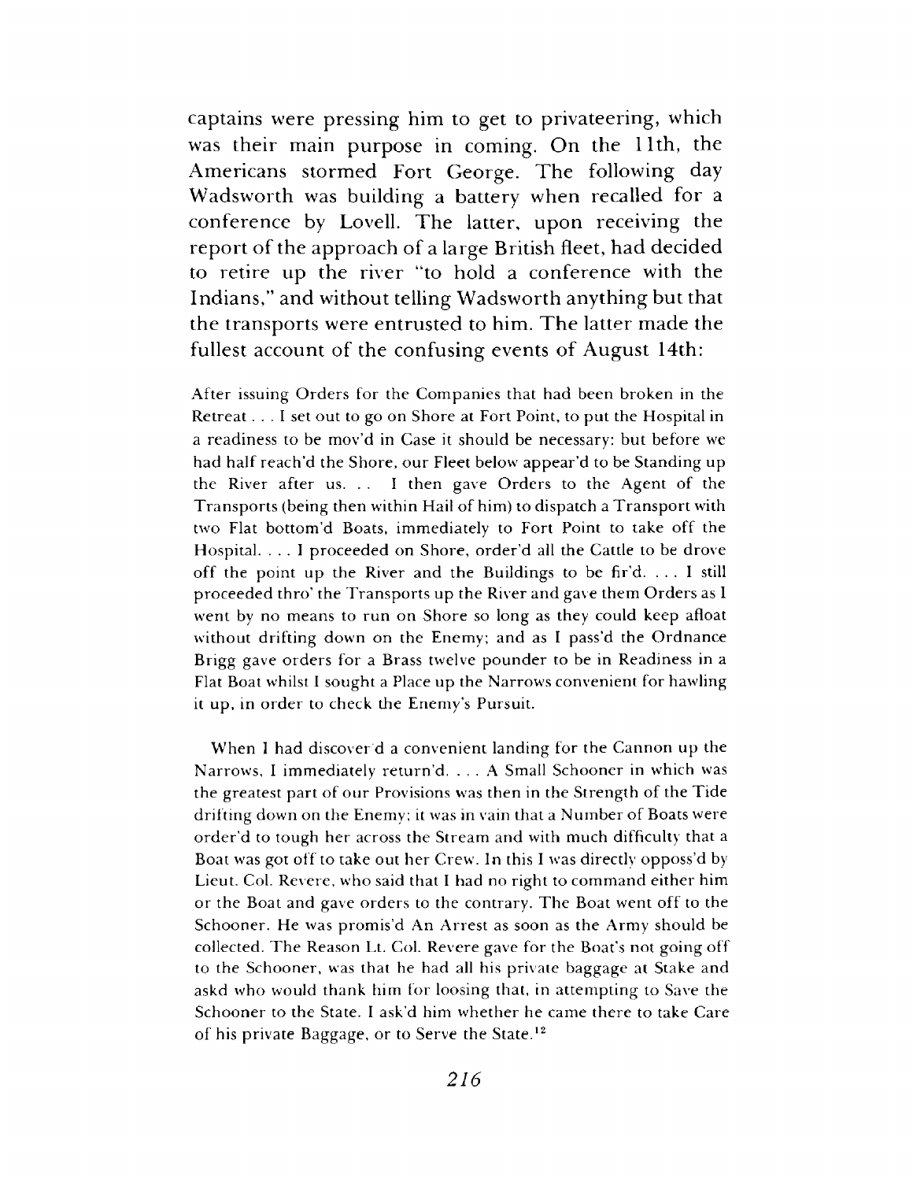captains were pressing him to get to privateering, which was their main purpose in coming. On the 11th, the Americans stormed Fort George. The following day Wadsworth was building a battery when recalled for a conference by Lovell. The latter, upon receiving the report of the approach of a large British fleet, had decided to retire up the river "to hold a conference with the Indians," and without telling Wadsworth anything but that the transports were entrusted to him. The latter made the fullest account of the confusing events of August 14th:

> After issuing Orders for the Companies that had been broken in the Retreat . . . I set out to go on Shore at Fort Point, to put the Hospital in a readiness to be mov'd in Case it should be necessary: but before we had half reach'd the Shore, our Fleet below appear'd to be Standing up the River after us. . . I then gave Orders to the Agent of the Transports (being then within Hail of him) to dispatch a Transport with two Flat bottom'd Boats, immediately to Fort Point to take off the Hospital. . . . I proceeded on Shore, order'd all the Cattle to be drove off the point up the River and the Buildings to be fir'd. . . . I still proceeded thro' the Transports up the River and gave them Orders as I went by no means to run on Shore so long as they could keep afloat without drifting down on the Enemy; and as I pass'd the Ordnance Brigg gave orders for a Brass twelve pounder to be in Readiness in a Flat Boat whilst I sought a Place up the Narrows convenient for hawling it up, in order to check the Enemy's Pursuit.
>
> When I had discover'd a convenient landing for the Cannon up the Narrows, I immediately return'd. . . . A Small Schooner in which was the greatest part of our Provisions was then in the Strength of the Tide drifting down on the Enemy; it was in vain that a Number of Boats were order'd to tough her across the Stream and with much difficulty that a Boat was got off to take out her Crew. In this I was directly opposs'd by Lieut. Col. Revere, who said that I had no right to command either him or the Boat and gave orders to the contrary. The Boat went off to the Schooner. He was promis'd An Arrest as soon as the Army should be collected. The Reason Lt. Col. Revere gave for the Boat's not going off to the Schooner, was that he had all his private baggage at Stake and askd who would thank him for loosing that, in attempting to Save the Schooner to the State. I ask'd him whether he came there to take Care of his private Baggage, or to Serve the State.[12]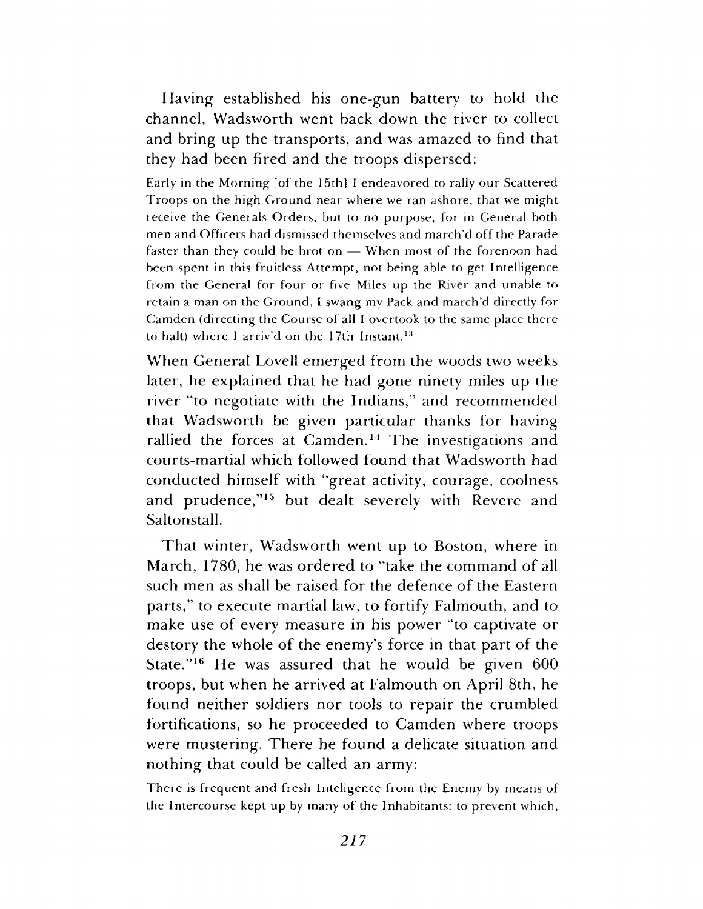Having established his one-gun battery to hold the channel, Wadsworth went back down the river to collect and bring up the transports, and was amazed to find that they had been fired and the troops dispersed:

> Early in the Morning [of the 15th] I endeavored to rally our Scattered Troops on the high Ground near where we ran ashore, that we might receive the Generals Orders, but to no purpose, for in General both men and Officers had dismissed themselves and march'd off the Parade faster than they could be brot on — When most of the forenoon had been spent in this fruitless Attempt, not being able to get Intelligence from the General for four or five Miles up the River and unable to retain a man on the Ground, I swang my Pack and march'd directly for Camden (directing the Course of all I overtook to the same place there to halt) where I arriv'd on the 17th Instant.[13]

When General Lovell emerged from the woods two weeks later, he explained that he had gone ninety miles up the river "to negotiate with the Indians," and recommended that Wadsworth be given particular thanks for having rallied the forces at Camden.[14] The investigations and courts-martial which followed found that Wadsworth had conducted himself with "great activity, courage, coolness and prudence,"[15] but dealt severely with Revere and Saltonstall.

That winter, Wadsworth went up to Boston, where in March, 1780, he was ordered to "take the command of all such men as shall be raised for the defence of the Eastern parts," to execute martial law, to fortify Falmouth, and to make use of every measure in his power "to captivate or destory the whole of the enemy's force in that part of the State."[16] He was assured that he would be given 600 troops, but when he arrived at Falmouth on April 8th, he found neither soldiers nor tools to repair the crumbled fortifications, so he proceeded to Camden where troops were mustering. There he found a delicate situation and nothing that could be called an army:

> There is frequent and fresh Inteligence from the Enemy by means of the Intercourse kept up by many of the Inhabitants: to prevent which,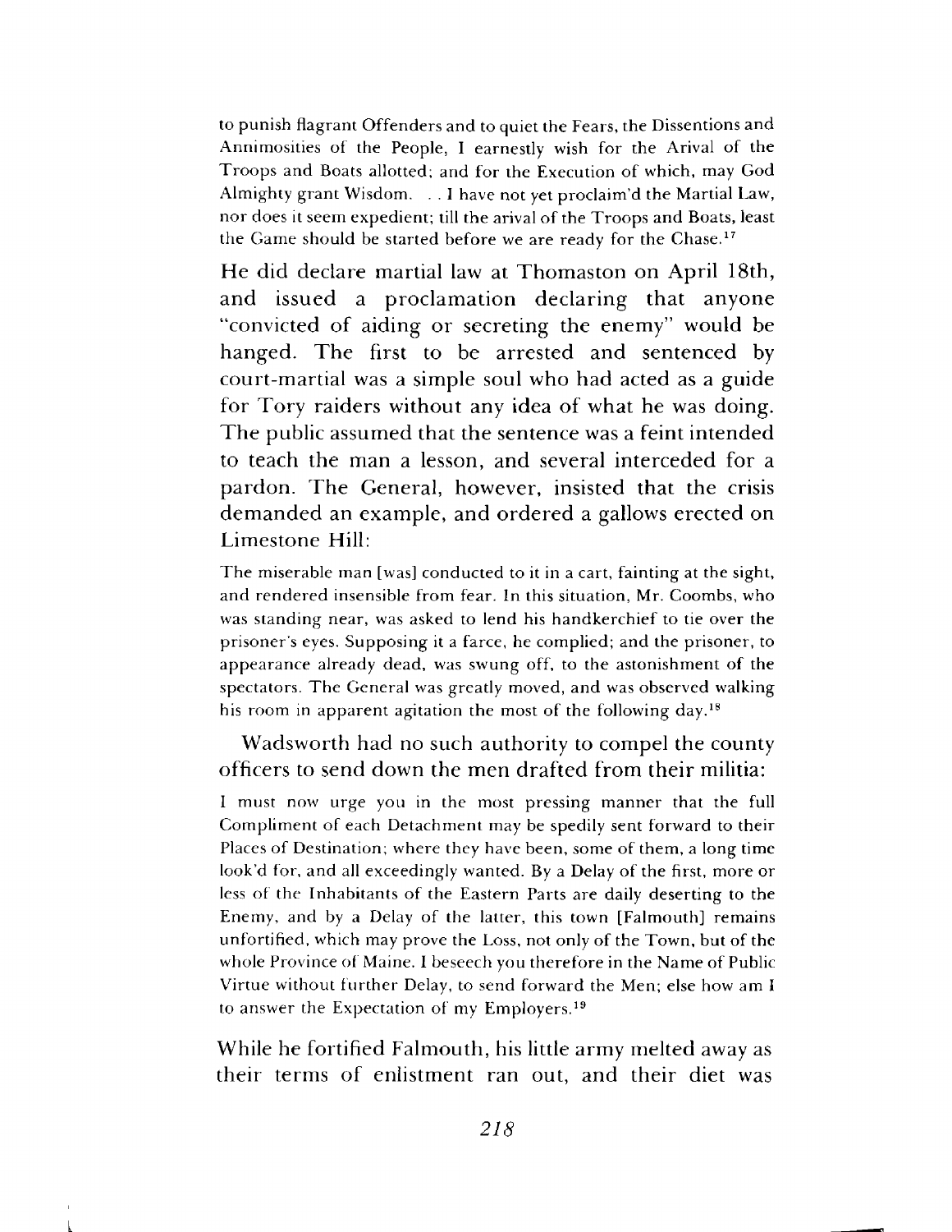to punish flagrant Offenders and to quiet the Fears, the Dissentions and Annimosities of the People, I earnestly wish for the Arival of the Troops and Boats allotted; and for the Execution of which, may God Almighty grant Wisdom. . . I have not yet proclaim'd the Martial Law, nor does it seem expedient; till the arival of the Troops and Boats, least the Game should be started before we are ready for the Chase.[17]

He did declare martial law at Thomaston on April 18th, and issued a proclamation declaring that anyone "convicted of aiding or secreting the enemy" would be hanged. The first to be arrested and sentenced by court-martial was a simple soul who had acted as a guide for Tory raiders without any idea of what he was doing. The public assumed that the sentence was a feint intended to teach the man a lesson, and several interceded for a pardon. The General, however, insisted that the crisis demanded an example, and ordered a gallows erected on Limestone Hill:

The miserable man [was] conducted to it in a cart, fainting at the sight, and rendered insensible from fear. In this situation, Mr. Coombs, who was standing near, was asked to lend his handkerchief to tie over the prisoner's eyes. Supposing it a farce, he complied; and the prisoner, to appearance already dead, was swung off, to the astonishment of the spectators. The General was greatly moved, and was observed walking his room in apparent agitation the most of the following day.[18]

Wadsworth had no such authority to compel the county officers to send down the men drafted from their militia:

I must now urge you in the most pressing manner that the full Compliment of each Detachment may be spedily sent forward to their Places of Destination; where they have been, some of them, a long time look'd for, and all exceedingly wanted. By a Delay of the first, more or less of the Inhabitants of the Eastern Parts are daily deserting to the Enemy, and by a Delay of the latter, this town [Falmouth] remains unfortified, which may prove the Loss, not only of the Town, but of the whole Province of Maine. I beseech you therefore in the Name of Public Virtue without further Delay, to send forward the Men; else how am I to answer the Expectation of my Employers.[19]

While he fortified Falmouth, his little army melted away as their terms of enlistment ran out, and their diet was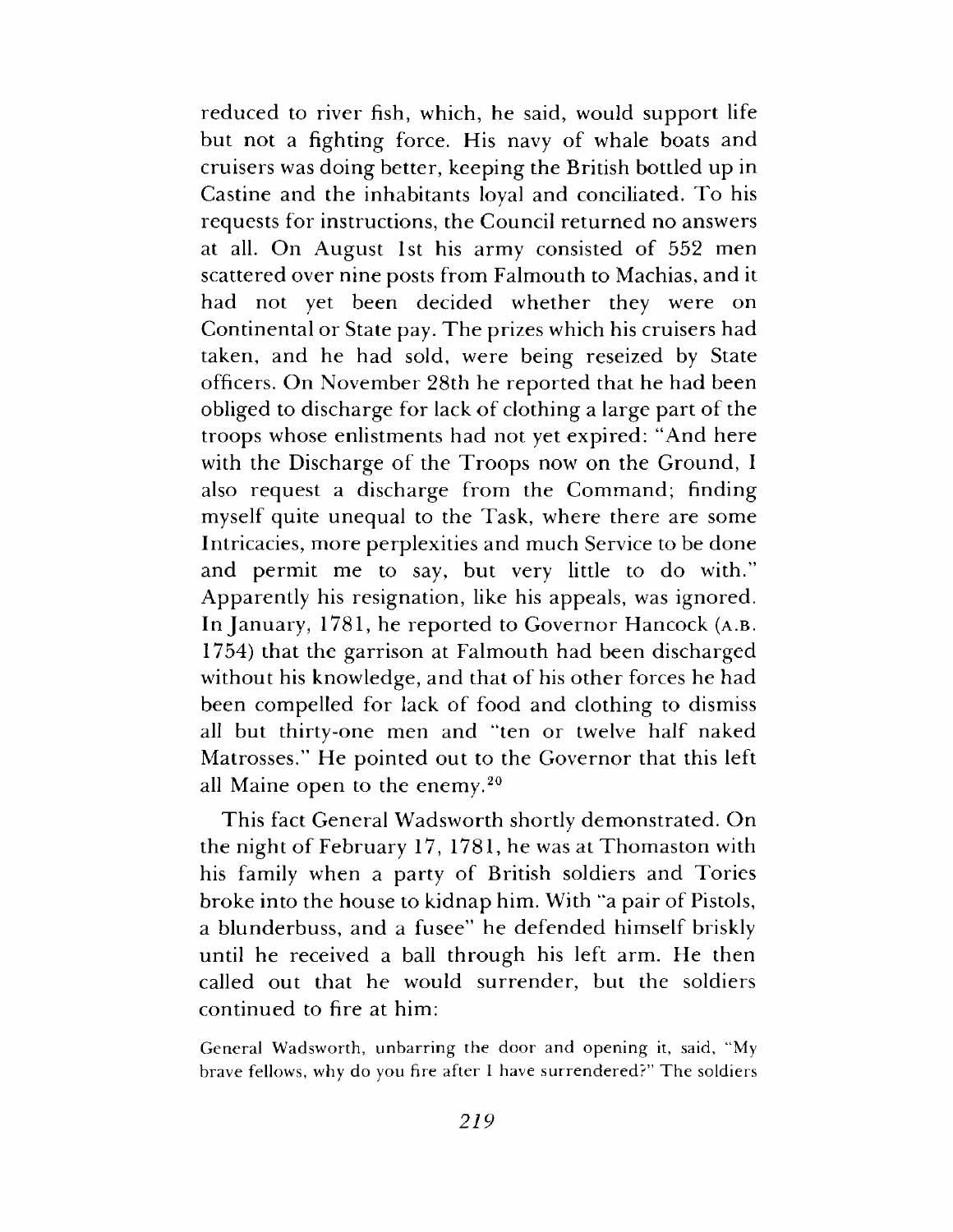reduced to river fish, which, he said, would support life but not a fighting force. His navy of whale boats and cruisers was doing better, keeping the British bottled up in Castine and the inhabitants loyal and conciliated. To his requests for instructions, the Council returned no answers at all. On August 1st his army consisted of 552 men scattered over nine posts from Falmouth to Machias, and it had not yet been decided whether they were on Continental or State pay. The prizes which his cruisers had taken, and he had sold, were being reseized by State officers. On November 28th he reported that he had been obliged to discharge for lack of clothing a large part of the troops whose enlistments had not yet expired: "And here with the Discharge of the Troops now on the Ground, I also request a discharge from the Command; finding myself quite unequal to the Task, where there are some Intricacies, more perplexities and much Service to be done and permit me to say, but very little to do with." Apparently his resignation, like his appeals, was ignored. In January, 1781, he reported to Governor Hancock (A.B. 1754) that the garrison at Falmouth had been discharged without his knowledge, and that of his other forces he had been compelled for lack of food and clothing to dismiss all but thirty-one men and "ten or twelve half naked Matrosses." He pointed out to the Governor that this left all Maine open to the enemy.[20]

This fact General Wadsworth shortly demonstrated. On the night of February 17, 1781, he was at Thomaston with his family when a party of British soldiers and Tories broke into the house to kidnap him. With "a pair of Pistols, a blunderbuss, and a fusee" he defended himself briskly until he received a ball through his left arm. He then called out that he would surrender, but the soldiers continued to fire at him:

> General Wadsworth, unbarring the door and opening it, said, "My brave fellows, why do you fire after I have surrendered?" The soldiers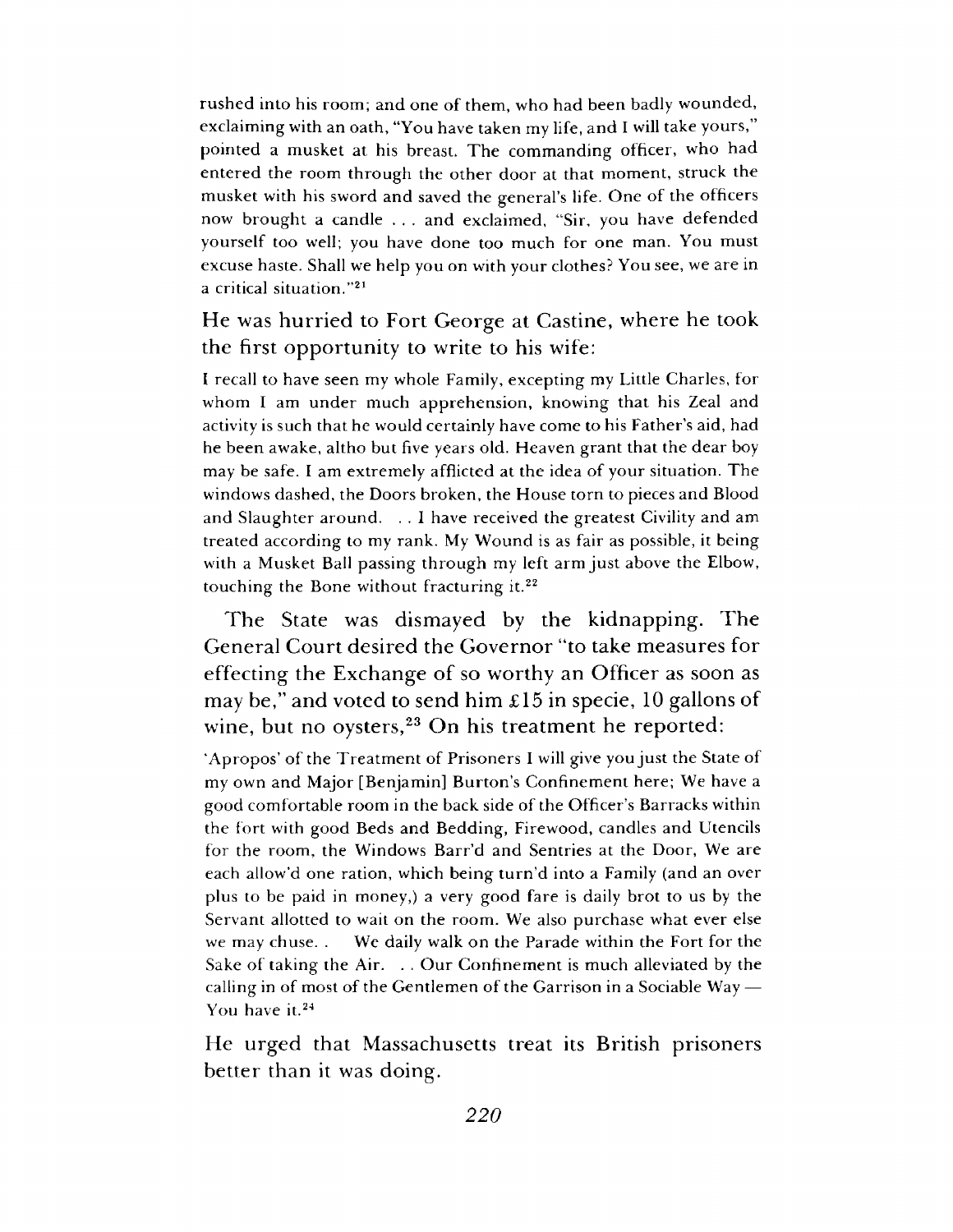rushed into his room; and one of them, who had been badly wounded, exclaiming with an oath, "You have taken my life, and I will take yours," pointed a musket at his breast. The commanding officer, who had entered the room through the other door at that moment, struck the musket with his sword and saved the general's life. One of the officers now brought a candle . . . and exclaimed, "Sir, you have defended yourself too well; you have done too much for one man. You must excuse haste. Shall we help you on with your clothes? You see, we are in a critical situation."[21]

He was hurried to Fort George at Castine, where he took the first opportunity to write to his wife:

> I recall to have seen my whole Family, excepting my Little Charles, for whom I am under much apprehension, knowing that his Zeal and activity is such that he would certainly have come to his Father's aid, had he been awake, altho but five years old. Heaven grant that the dear boy may be safe. I am extremely afflicted at the idea of your situation. The windows dashed, the Doors broken, the House torn to pieces and Blood and Slaughter around. . . I have received the greatest Civility and am treated according to my rank. My Wound is as fair as possible, it being with a Musket Ball passing through my left arm just above the Elbow, touching the Bone without fracturing it.[22]

The State was dismayed by the kidnapping. The General Court desired the Governor "to take measures for effecting the Exchange of so worthy an Officer as soon as may be," and voted to send him £15 in specie, 10 gallons of wine, but no oysters,[23] On his treatment he reported:

> 'Apropos' of the Treatment of Prisoners I will give you just the State of my own and Major [Benjamin] Burton's Confinement here; We have a good comfortable room in the back side of the Officer's Barracks within the fort with good Beds and Bedding, Firewood, candles and Utencils for the room, the Windows Barr'd and Sentries at the Door, We are each allow'd one ration, which being turn'd into a Family (and an over plus to be paid in money,) a very good fare is daily brot to us by the Servant allotted to wait on the room. We also purchase what ever else we may chuse. . We daily walk on the Parade within the Fort for the Sake of taking the Air. . . Our Confinement is much alleviated by the calling in of most of the Gentlemen of the Garrison in a Sociable Way — You have it.[24]

He urged that Massachusetts treat its British prisoners better than it was doing.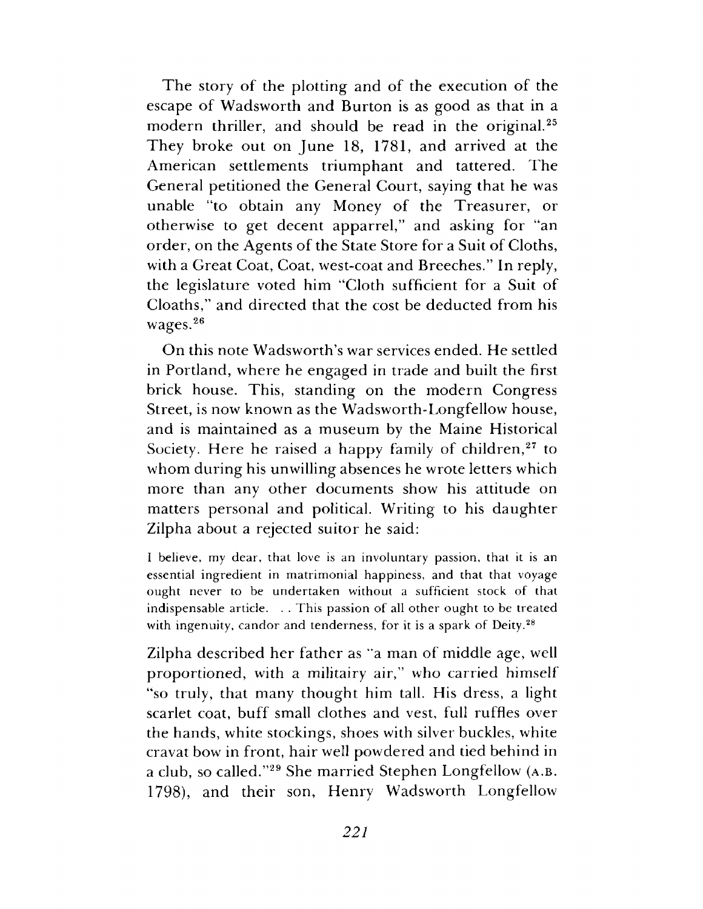The story of the plotting and of the execution of the escape of Wadsworth and Burton is as good as that in a modern thriller, and should be read in the original.[25] They broke out on June 18, 1781, and arrived at the American settlements triumphant and tattered. The General petitioned the General Court, saying that he was unable "to obtain any Money of the Treasurer, or otherwise to get decent apparrel," and asking for "an order, on the Agents of the State Store for a Suit of Cloths, with a Great Coat, Coat, west-coat and Breeches." In reply, the legislature voted him "Cloth sufficient for a Suit of Cloaths," and directed that the cost be deducted from his wages.[26]

On this note Wadsworth's war services ended. He settled in Portland, where he engaged in trade and built the first brick house. This, standing on the modern Congress Street, is now known as the Wadsworth-Longfellow house, and is maintained as a museum by the Maine Historical Society. Here he raised a happy family of children,[27] to whom during his unwilling absences he wrote letters which more than any other documents show his attitude on matters personal and political. Writing to his daughter Zilpha about a rejected suitor he said:

> I believe, my dear, that love is an involuntary passion, that it is an essential ingredient in matrimonial happiness, and that that voyage ought never to be undertaken without a sufficient stock of that indispensable article. . . This passion of all other ought to be treated with ingenuity, candor and tenderness, for it is a spark of Deity.[28]

Zilpha described her father as "a man of middle age, well proportioned, with a militairy air," who carried himself "so truly, that many thought him tall. His dress, a light scarlet coat, buff small clothes and vest, full ruffles over the hands, white stockings, shoes with silver buckles, white cravat bow in front, hair well powdered and tied behind in a club, so called."[29] She married Stephen Longfellow (A.B. 1798), and their son, Henry Wadsworth Longfellow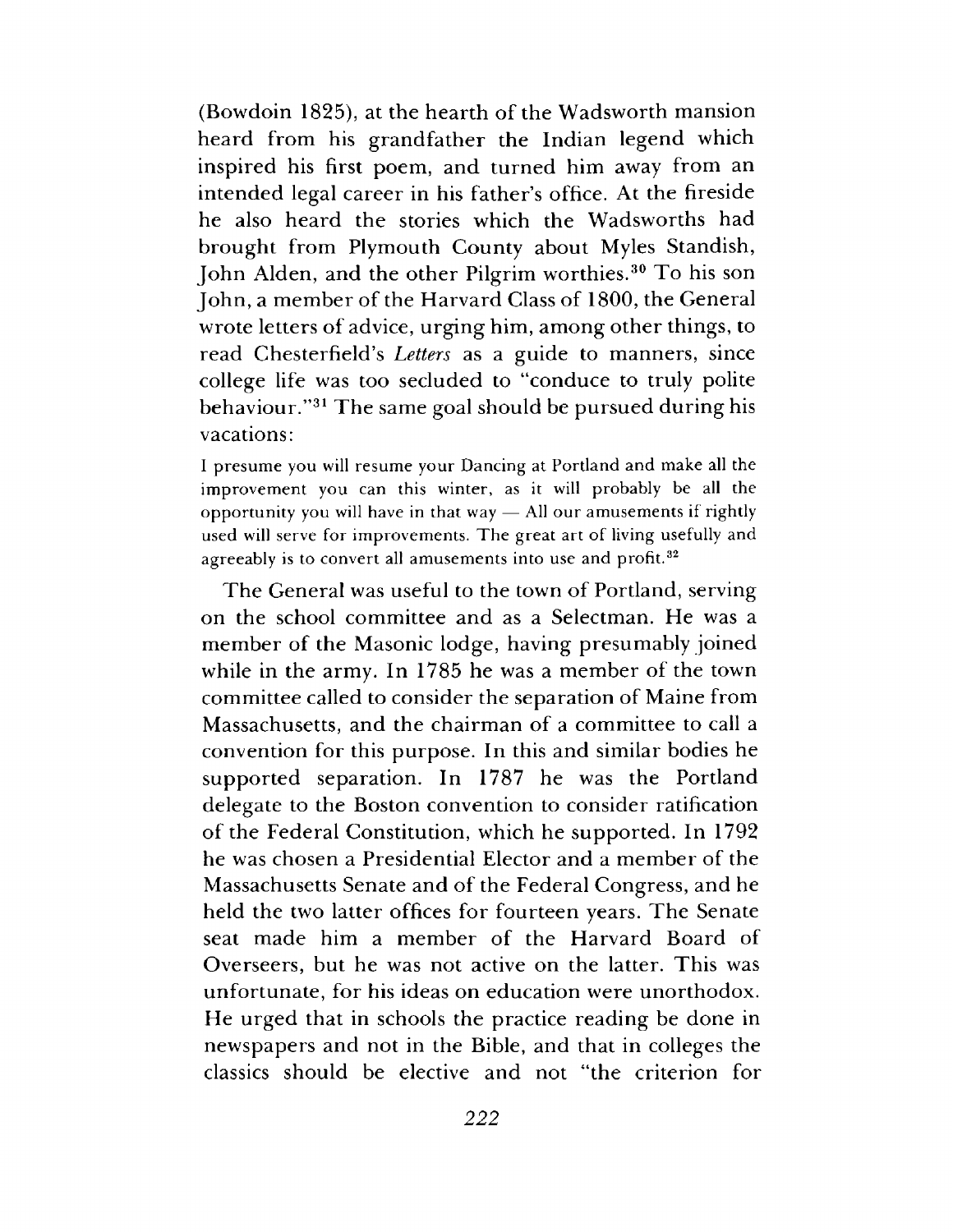(Bowdoin 1825), at the hearth of the Wadsworth mansion heard from his grandfather the Indian legend which inspired his first poem, and turned him away from an intended legal career in his father's office. At the fireside he also heard the stories which the Wadsworths had brought from Plymouth County about Myles Standish, John Alden, and the other Pilgrim worthies.[30] To his son John, a member of the Harvard Class of 1800, the General wrote letters of advice, urging him, among other things, to read Chesterfield's *Letters* as a guide to manners, since college life was too secluded to "conduce to truly polite behaviour."[31] The same goal should be pursued during his vacations:

> I presume you will resume your Dancing at Portland and make all the improvement you can this winter, as it will probably be all the opportunity you will have in that way — All our amusements if rightly used will serve for improvements. The great art of living usefully and agreeably is to convert all amusements into use and profit.[32]

The General was useful to the town of Portland, serving on the school committee and as a Selectman. He was a member of the Masonic lodge, having presumably joined while in the army. In 1785 he was a member of the town committee called to consider the separation of Maine from Massachusetts, and the chairman of a committee to call a convention for this purpose. In this and similar bodies he supported separation. In 1787 he was the Portland delegate to the Boston convention to consider ratification of the Federal Constitution, which he supported. In 1792 he was chosen a Presidential Elector and a member of the Massachusetts Senate and of the Federal Congress, and he held the two latter offices for fourteen years. The Senate seat made him a member of the Harvard Board of Overseers, but he was not active on the latter. This was unfortunate, for his ideas on education were unorthodox. He urged that in schools the practice reading be done in newspapers and not in the Bible, and that in colleges the classics should be elective and not "the criterion for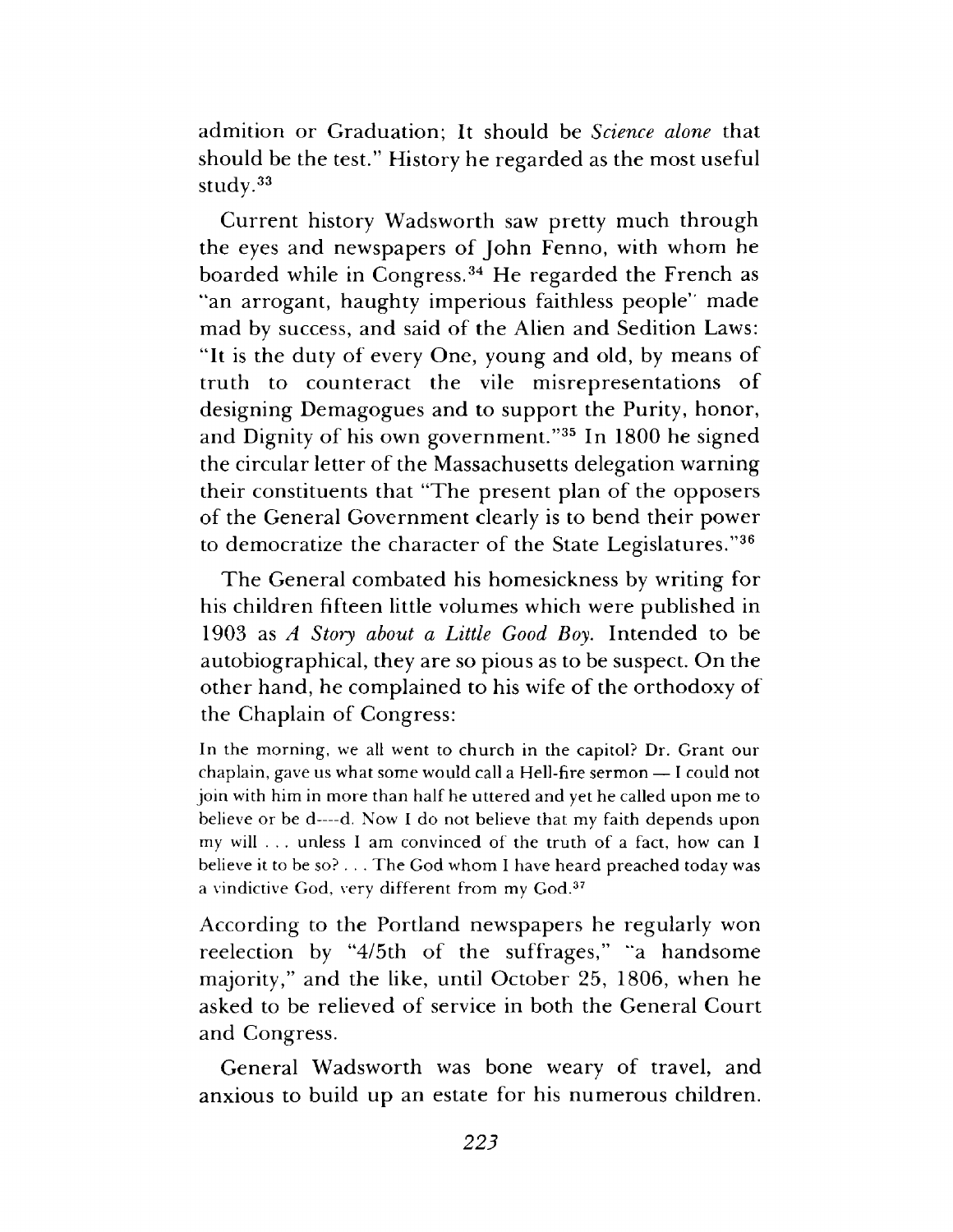admition or Graduation; It should be *Science alone* that should be the test." History he regarded as the most useful study.[33]

Current history Wadsworth saw pretty much through the eyes and newspapers of John Fenno, with whom he boarded while in Congress.[34] He regarded the French as "an arrogant, haughty imperious faithless people" made mad by success, and said of the Alien and Sedition Laws: "It is the duty of every One, young and old, by means of truth to counteract the vile misrepresentations of designing Demagogues and to support the Purity, honor, and Dignity of his own government."[35] In 1800 he signed the circular letter of the Massachusetts delegation warning their constituents that "The present plan of the opposers of the General Government clearly is to bend their power to democratize the character of the State Legislatures."[36]

The General combated his homesickness by writing for his children fifteen little volumes which were published in 1903 as *A Story about a Little Good Boy.* Intended to be autobiographical, they are so pious as to be suspect. On the other hand, he complained to his wife of the orthodoxy of the Chaplain of Congress:

> In the morning, we all went to church in the capitol? Dr. Grant our chaplain, gave us what some would call a Hell-fire sermon — I could not join with him in more than half he uttered and yet he called upon me to believe or be d----d. Now I do not believe that my faith depends upon my will . . . unless I am convinced of the truth of a fact, how can I believe it to be so? . . . The God whom I have heard preached today was a vindictive God, very different from my God.[37]

According to the Portland newspapers he regularly won reelection by "4/5th of the suffrages," "a handsome majority," and the like, until October 25, 1806, when he asked to be relieved of service in both the General Court and Congress.

General Wadsworth was bone weary of travel, and anxious to build up an estate for his numerous children.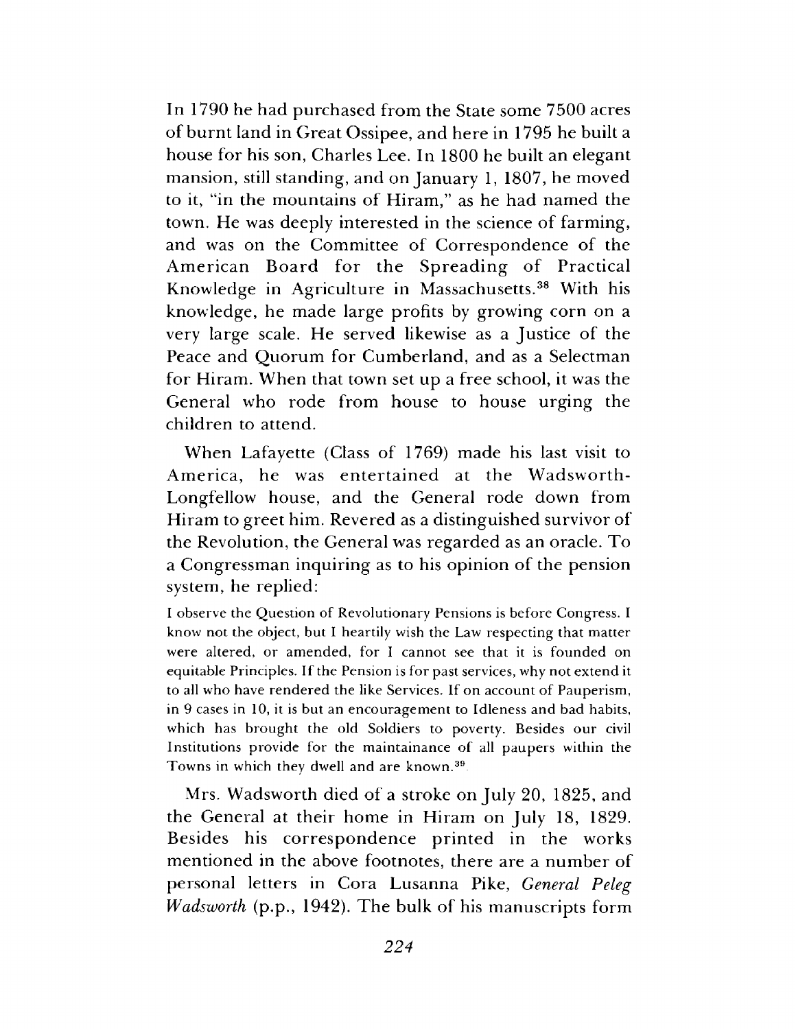In 1790 he had purchased from the State some 7500 acres of burnt land in Great Ossipee, and here in 1795 he built a house for his son, Charles Lee. In 1800 he built an elegant mansion, still standing, and on January 1, 1807, he moved to it, "in the mountains of Hiram," as he had named the town. He was deeply interested in the science of farming, and was on the Committee of Correspondence of the American Board for the Spreading of Practical Knowledge in Agriculture in Massachusetts.[38] With his knowledge, he made large profits by growing corn on a very large scale. He served likewise as a Justice of the Peace and Quorum for Cumberland, and as a Selectman for Hiram. When that town set up a free school, it was the General who rode from house to house urging the children to attend.

When Lafayette (Class of 1769) made his last visit to America, he was entertained at the Wadsworth-Longfellow house, and the General rode down from Hiram to greet him. Revered as a distinguished survivor of the Revolution, the General was regarded as an oracle. To a Congressman inquiring as to his opinion of the pension system, he replied:

> I observe the Question of Revolutionary Pensions is before Congress. I know not the object, but I heartily wish the Law respecting that matter were altered, or amended, for I cannot see that it is founded on equitable Principles. If the Pension is for past services, why not extend it to all who have rendered the like Services. If on account of Pauperism, in 9 cases in 10, it is but an encouragement to Idleness and bad habits, which has brought the old Soldiers to poverty. Besides our civil Institutions provide for the maintainance of all paupers within the Towns in which they dwell and are known.[39]

Mrs. Wadsworth died of a stroke on July 20, 1825, and the General at their home in Hiram on July 18, 1829. Besides his correspondence printed in the works mentioned in the above footnotes, there are a number of personal letters in Cora Lusanna Pike, *General Peleg Wadsworth* (p.p., 1942). The bulk of his manuscripts form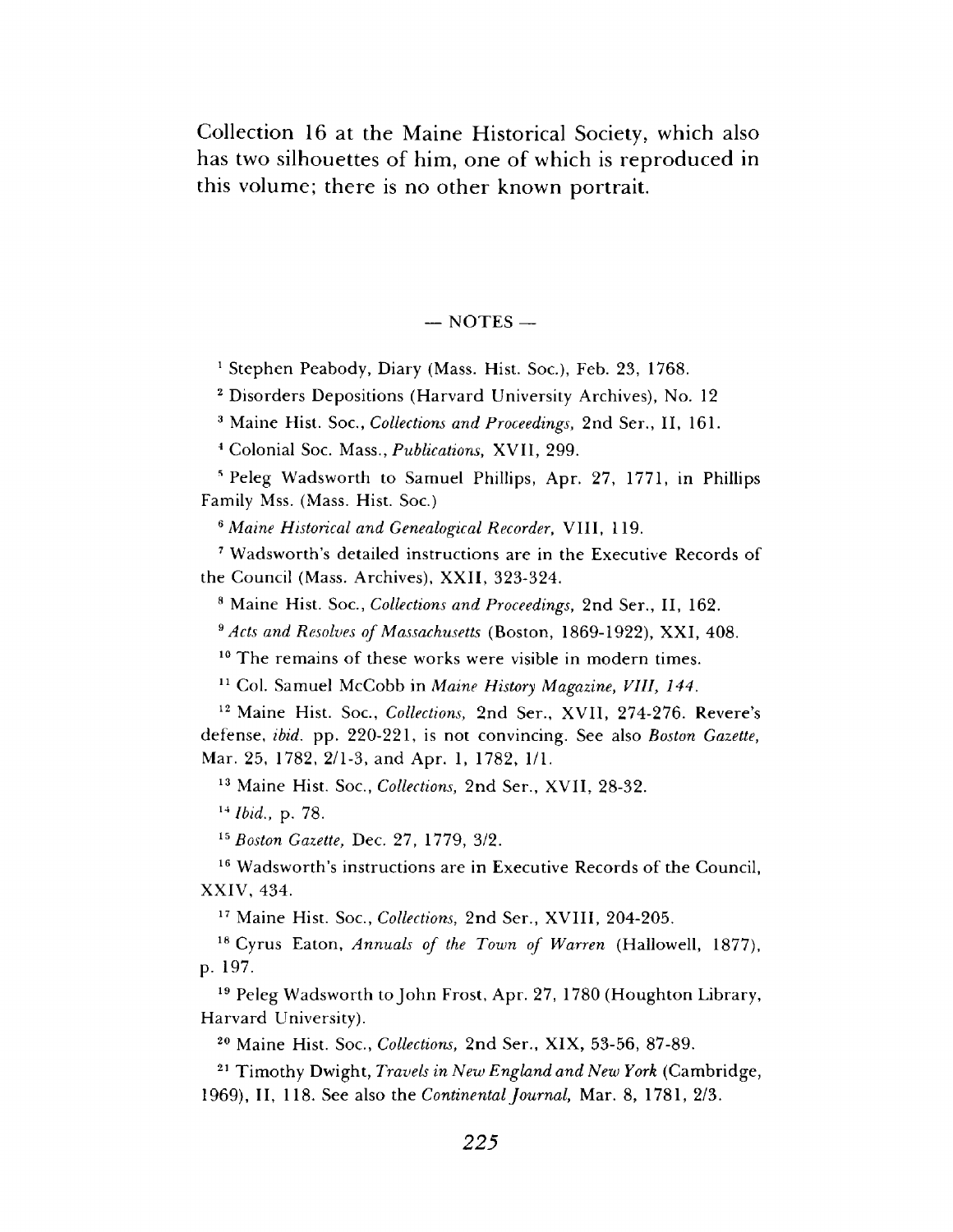Collection 16 at the Maine Historical Society, which also has two silhouettes of him, one of which is reproduced in this volume; there is no other known portrait.

— NOTES —

[1] Stephen Peabody, Diary (Mass. Hist. Soc.), Feb. 23, 1768.

[2] Disorders Depositions (Harvard University Archives), No. 12

[3] Maine Hist. Soc., *Collections and Proceedings*, 2nd Ser., II, 161.

[4] Colonial Soc. Mass., *Publications*, XVII, 299.

[5] Peleg Wadsworth to Samuel Phillips, Apr. 27, 1771, in Phillips Family Mss. (Mass. Hist. Soc.)

[6] *Maine Historical and Genealogical Recorder*, VIII, 119.

[7] Wadsworth's detailed instructions are in the Executive Records of the Council (Mass. Archives), XXII, 323-324.

[8] Maine Hist. Soc., *Collections and Proceedings*, 2nd Ser., II, 162.

[9] *Acts and Resolves of Massachusetts* (Boston, 1869-1922), XXI, 408.

[10] The remains of these works were visible in modern times.

[11] Col. Samuel McCobb in *Maine History Magazine, VIII, 144.*

[12] Maine Hist. Soc., *Collections*, 2nd Ser., XVII, 274-276. Revere's defense, *ibid.* pp. 220-221, is not convincing. See also *Boston Gazette*, Mar. 25, 1782, 2/1-3, and Apr. 1, 1782, 1/1.

[13] Maine Hist. Soc., *Collections*, 2nd Ser., XVII, 28-32.

[14] *Ibid.*, p. 78.

[15] *Boston Gazette*, Dec. 27, 1779, 3/2.

[16] Wadsworth's instructions are in Executive Records of the Council, XXIV, 434.

[17] Maine Hist. Soc., *Collections*, 2nd Ser., XVIII, 204-205.

[18] Cyrus Eaton, *Annuals of the Town of Warren* (Hallowell, 1877), p. 197.

[19] Peleg Wadsworth to John Frost, Apr. 27, 1780 (Houghton Library, Harvard University).

[20] Maine Hist. Soc., *Collections*, 2nd Ser., XIX, 53-56, 87-89.

[21] Timothy Dwight, *Travels in New England and New York* (Cambridge, 1969), II, 118. See also the *Continental Journal*, Mar. 8, 1781, 2/3.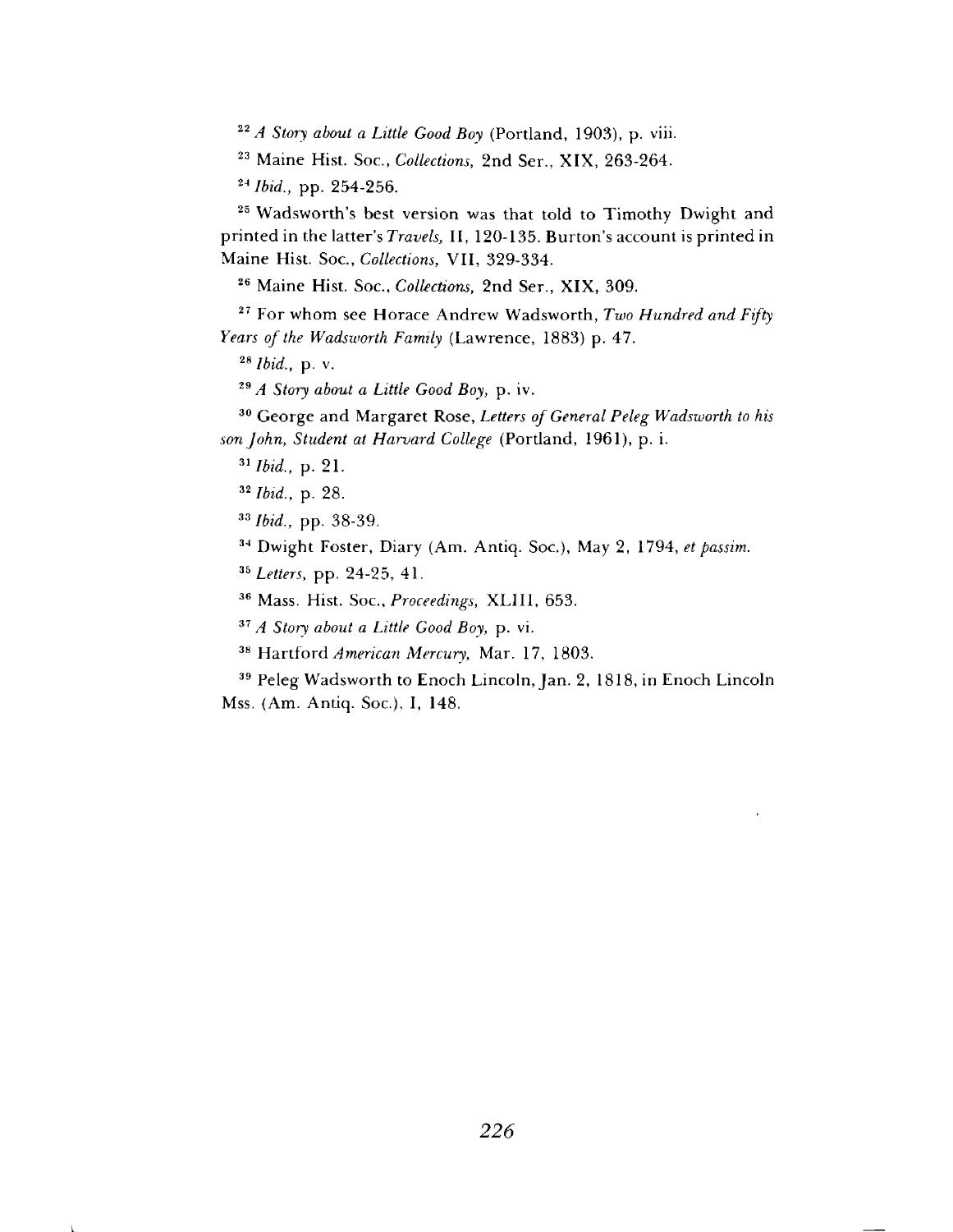[22] *A Story about a Little Good Boy* (Portland, 1903), p. viii.

[23] Maine Hist. Soc., *Collections*, 2nd Ser., XIX, 263-264.

[24] *Ibid.*, pp. 254-256.

[25] Wadsworth's best version was that told to Timothy Dwight and printed in the latter's *Travels*, II, 120-135. Burton's account is printed in Maine Hist. Soc., *Collections*, VII, 329-334.

[26] Maine Hist. Soc., *Collections*, 2nd Ser., XIX, 309.

[27] For whom see Horace Andrew Wadsworth, *Two Hundred and Fifty Years of the Wadsworth Family* (Lawrence, 1883) p. 47.

[28] *Ibid.*, p. v.

[29] *A Story about a Little Good Boy*, p. iv.

[30] George and Margaret Rose, *Letters of General Peleg Wadsworth to his son John, Student at Harvard College* (Portland, 1961), p. i.

[31] *Ibid.*, p. 21.

[32] *Ibid.*, p. 28.

[33] *Ibid.*, pp. 38-39.

[34] Dwight Foster, Diary (Am. Antiq. Soc.), May 2, 1794, *et passim.*

[35] *Letters*, pp. 24-25, 41.

[36] Mass. Hist. Soc., *Proceedings*, XLIII, 653.

[37] *A Story about a Little Good Boy*, p. vi.

[38] Hartford *American Mercury*, Mar. 17, 1803.

[39] Peleg Wadsworth to Enoch Lincoln, Jan. 2, 1818, in Enoch Lincoln Mss. (Am. Antiq. Soc.), I, 148.